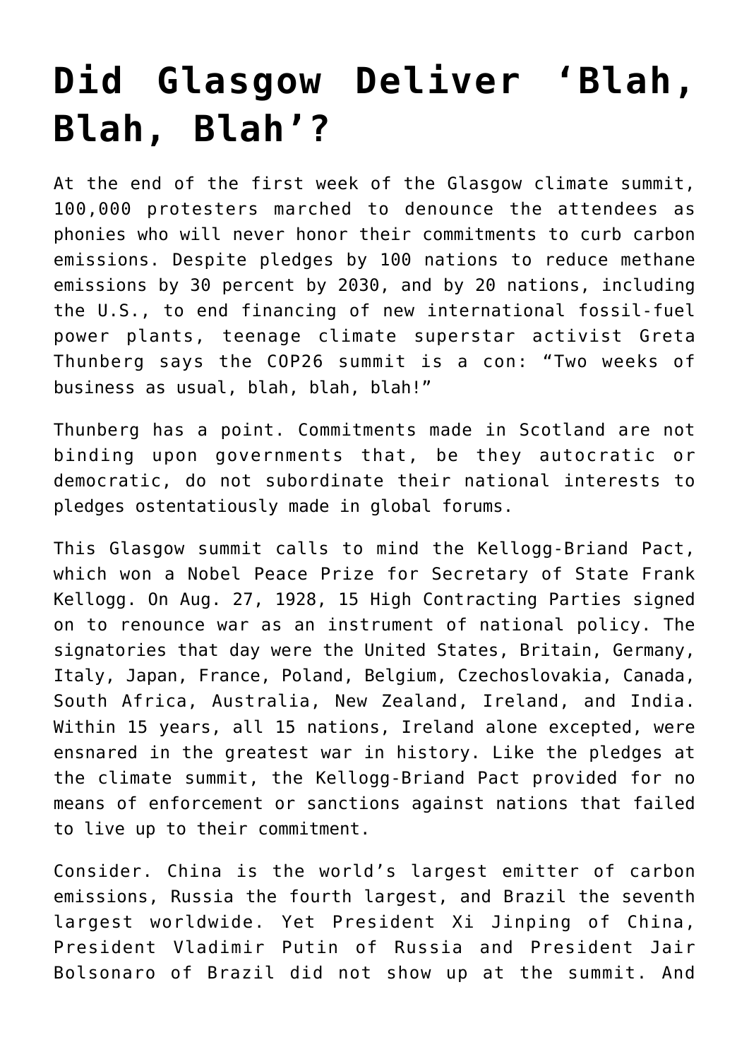# Did Glasgow Deliver 'Blah, Blah, Blah'?

At the end of the first week of the Glasgow climate summit, 100,000 protesters marched to denounce the attendees as phonies who will never honor their commitments to curb carbon emissions. Despite pledges by 100 nations to reduce methane emissions by 30 percent by 2030, and by 20 nations, including the U.S., to end financing of new international fossil-fuel power plants, teenage climate superstar activist Greta Thunberg says the COP26 summit is a con: "Two weeks of business as usual, blah, blah, blah!"

Thunberg has a point. Commitments made in Scotland are not binding upon governments that, be they autocratic or democratic, do not subordinate their national interests to pledges ostentatiously made in global forums.

This Glasgow summit calls to mind the Kellogg-Briand Pact, which won a Nobel Peace Prize for Secretary of State Frank Kellogg. On Aug. 27, 1928, 15 High Contracting Parties signed on to renounce war as an instrument of national policy. The signatories that day were the United States, Britain, Germany, Italy, Japan, France, Poland, Belgium, Czechoslovakia, Canada, South Africa, Australia, New Zealand, Ireland, and India. Within 15 years, all 15 nations, Ireland alone excepted, were ensnared in the greatest war in history. Like the pledges at the climate summit, the Kellogg-Briand Pact provided for no means of enforcement or sanctions against nations that failed to live up to their commitment.

Consider. China is the world's largest emitter of carbon emissions, Russia the fourth largest, and Brazil the seventh largest worldwide. Yet President Xi Jinping of China, President Vladimir Putin of Russia and President Jair Bolsonaro of Brazil did not show up at the summit. And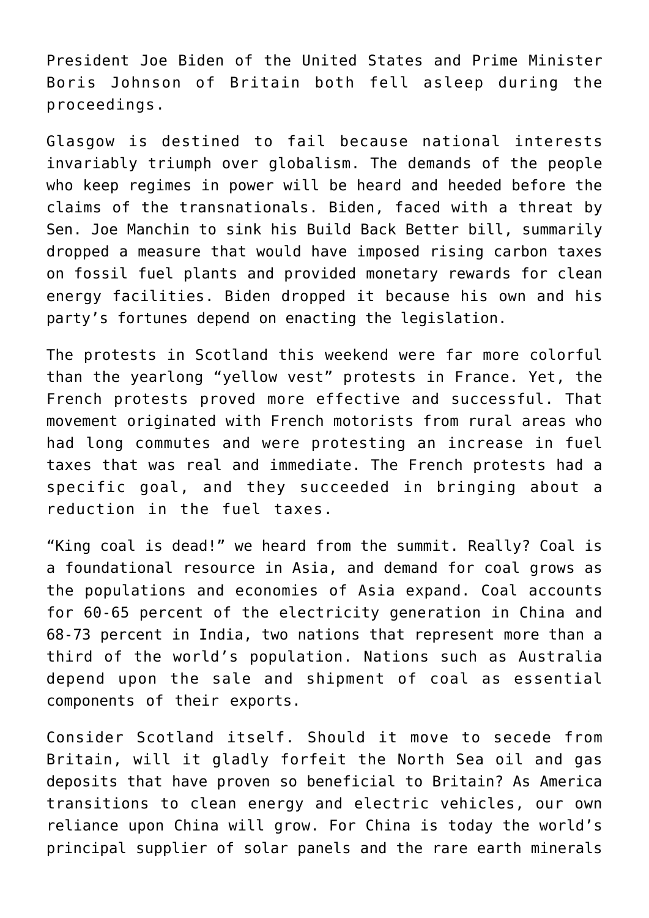President Joe Biden of the United States and Prime Minister Boris Johnson of Britain both fell asleep during the proceedings.

Glasgow is destined to fail because national interests invariably triumph over globalism. The demands of the people who keep regimes in power will be heard and heeded before the claims of the transnationals. Biden, faced with a threat by Sen. Joe Manchin to sink his Build Back Better bill, summarily dropped a measure that would have imposed rising carbon taxes on fossil fuel plants and provided monetary rewards for clean energy facilities. Biden dropped it because his own and his party's fortunes depend on enacting the legislation.

The protests in Scotland this weekend were far more colorful than the yearlong "yellow vest" protests in France. Yet, the French protests proved more effective and successful. That movement originated with French motorists from rural areas who had long commutes and were protesting an increase in fuel taxes that was real and immediate. The French protests had a specific goal, and they succeeded in bringing about a reduction in the fuel taxes.

"King coal is dead!" we heard from the summit. Really? Coal is a foundational resource in Asia, and demand for coal grows as the populations and economies of Asia expand. Coal accounts for 60-65 percent of the electricity generation in China and 68-73 percent in India, two nations that represent more than a third of the world's population. Nations such as Australia depend upon the sale and shipment of coal as essential components of their exports.

Consider Scotland itself. Should it move to secede from Britain, will it gladly forfeit the North Sea oil and gas deposits that have proven so beneficial to Britain? As America transitions to clean energy and electric vehicles, our own reliance upon China will grow. For China is today the world's principal supplier of solar panels and the rare earth minerals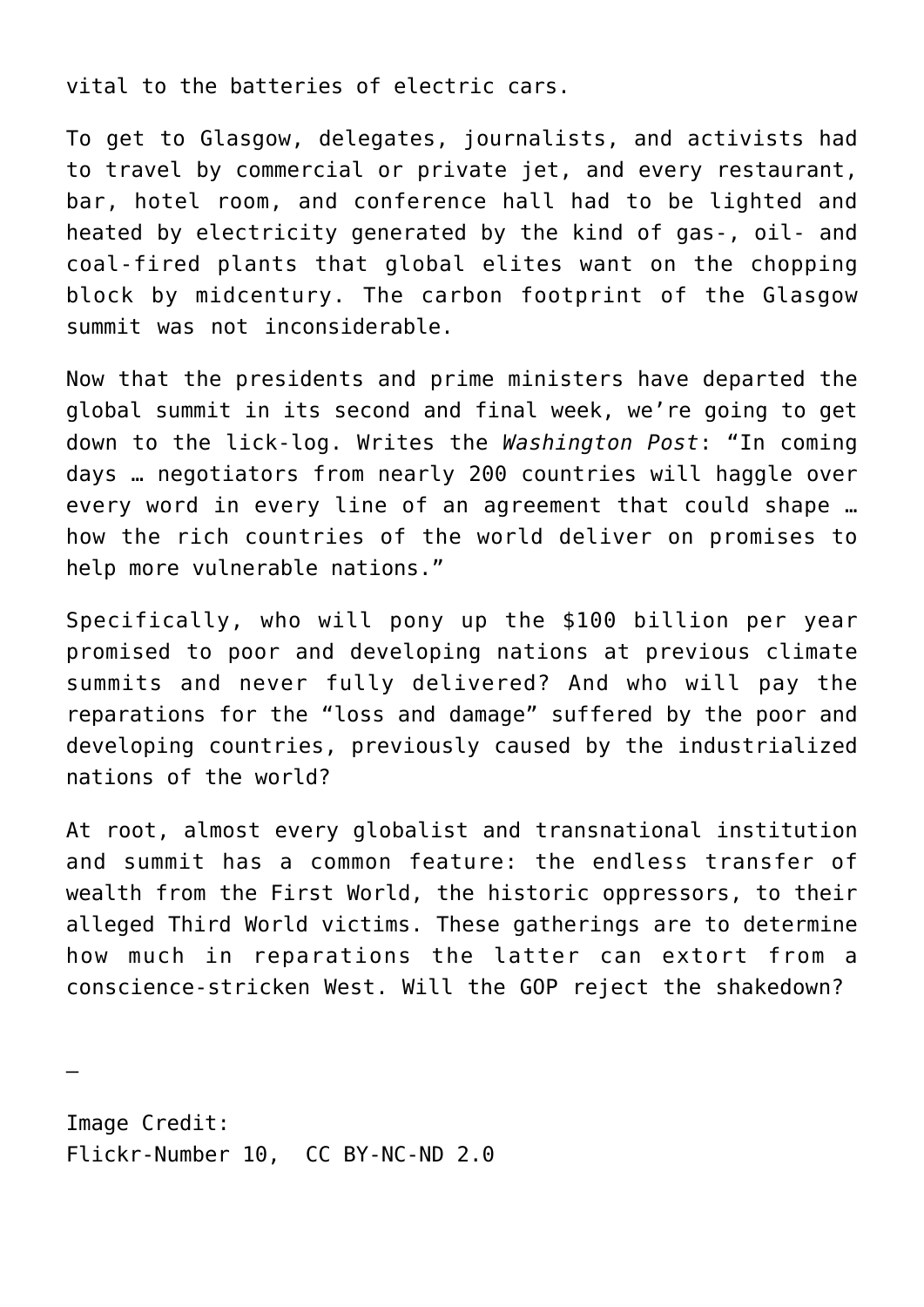vital to the batteries of electric cars.

To get to Glasgow, delegates, journalists, and activists had to travel by commercial or private jet, and every restaurant, bar, hotel room, and conference hall had to be lighted and heated by electricity generated by the kind of gas-, oil- and coal-fired plants that global elites want on the chopping block by midcentury. The carbon footprint of the Glasgow summit was not inconsiderable.

Now that the presidents and prime ministers have departed the global summit in its second and final week, we're going to get down to the lick-log. Writes the *Washington Post*: "In coming days … negotiators from nearly 200 countries will haggle over every word in every line of an agreement that could shape … how the rich countries of the world deliver on promises to help more vulnerable nations."

Specifically, who will pony up the $100 billion per year promised to poor and developing nations at previous climate summits and never fully delivered? And who will pay the reparations for the "loss and damage" suffered by the poor and developing countries, previously caused by the industrialized nations of the world?

At root, almost every globalist and transnational institution and summit has a common feature: the endless transfer of wealth from the First World, the historic oppressors, to their alleged Third World victims. These gatherings are to determine how much in reparations the latter can extort from a conscience-stricken West. Will the GOP reject the shakedown?

—

Image Credit:
Flickr-Number 10, CC BY-NC-ND 2.0